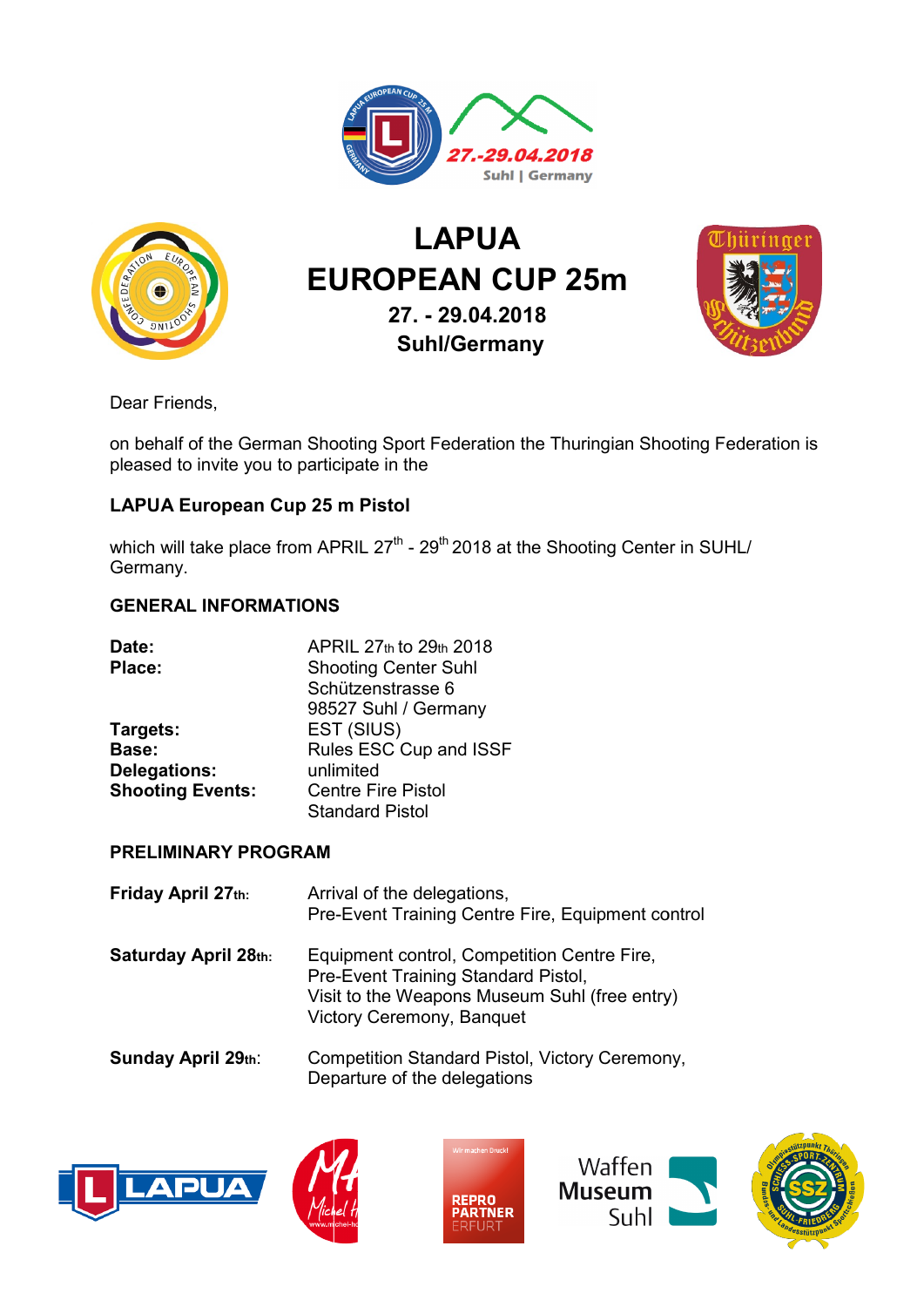# LAPUA EUROPEAN CUP 25m

**27. - 29.04.2018**

**Suhl/Germany**

Dear Friends,

on behalf of the German Shooting Sport Federation the Thuringian Shooting Federation is pleased to invite you to participate in the

**LAPUA European Cup 25 m Pistol**

which will take place from APRIL 27th - 29th 2018 at the Shooting Center in SUHL/ Germany.

## GENERAL INFORMATIONS

| | |
|---|---|
| **Date:** | APRIL 27th to 29th 2018 |
| **Place:** | Shooting Center Suhl<br>Schützenstrasse 6<br>98527 Suhl / Germany |
| **Targets:** | EST (SIUS) |
| **Base:** | Rules ESC Cup and ISSF |
| **Delegations:** | unlimited |
| **Shooting Events:** | Centre Fire Pistol<br>Standard Pistol |

## PRELIMINARY PROGRAM

| | |
|---|---|
| **Friday April 27th:** | Arrival of the delegations,<br>Pre-Event Training Centre Fire, Equipment control |
| **Saturday April 28th:** | Equipment control, Competition Centre Fire,<br>Pre-Event Training Standard Pistol,<br>Visit to the Weapons Museum Suhl (free entry)<br>Victory Ceremony, Banquet |
| **Sunday April 29th:** | Competition Standard Pistol, Victory Ceremony,<br>Departure of the delegations |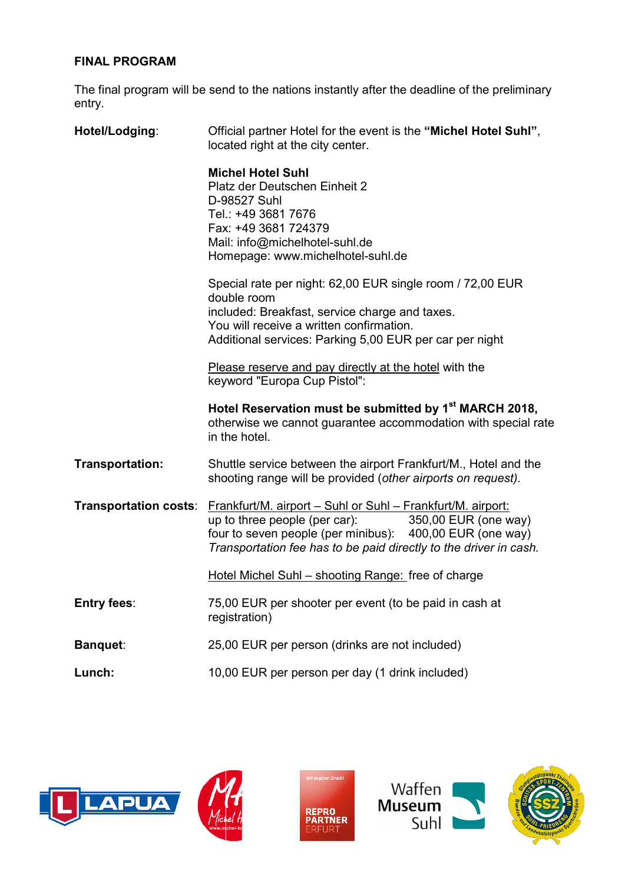## FINAL PROGRAM

The final program will be send to the nations instantly after the deadline of the preliminary entry.

**Hotel/Lodging**: Official partner Hotel for the event is the **"Michel Hotel Suhl"**, located right at the city center.

**Michel Hotel Suhl**
Platz der Deutschen Einheit 2
D-98527 Suhl
Tel.: +49 3681 7676
Fax: +49 3681 724379
Mail: info@michelhotel-suhl.de
Homepage: www.michelhotel-suhl.de

Special rate per night: 62,00 EUR single room / 72,00 EUR double room
included: Breakfast, service charge and taxes.
You will receive a written confirmation.
Additional services: Parking 5,00 EUR per car per night

Please reserve and pay directly at the hotel with the keyword "Europa Cup Pistol":

**Hotel Reservation must be submitted by 1st MARCH 2018,** otherwise we cannot guarantee accommodation with special rate in the hotel.

**Transportation:** Shuttle service between the airport Frankfurt/M., Hotel and the shooting range will be provided (*other airports on request).*

**Transportation costs**: Frankfurt/M. airport – Suhl or Suhl – Frankfurt/M. airport:
up to three people (per car): 350,00 EUR (one way)
four to seven people (per minibus): 400,00 EUR (one way)
*Transportation fee has to be paid directly to the driver in cash.*

Hotel Michel Suhl – shooting Range: free of charge

**Entry fees**: 75,00 EUR per shooter per event (to be paid in cash at registration)

**Banquet**: 25,00 EUR per person (drinks are not included)

**Lunch:** 10,00 EUR per person per day (1 drink included)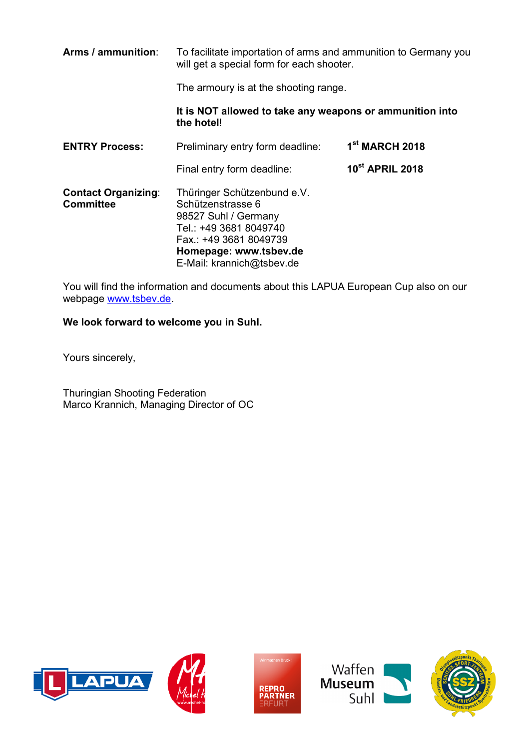**Arms / ammunition**: To facilitate importation of arms and ammunition to Germany you will get a special form for each shooter.

The armoury is at the shooting range.

**It is NOT allowed to take any weapons or ammunition into the hotel**!

| | | |
|---|---|---|
| **ENTRY Process:** | Preliminary entry form deadline: | **1st MARCH 2018** |
| | Final entry form deadline: | **10st APRIL 2018** |

**Contact Organizing: Committee**

Thüringer Schützenbund e.V.
Schützenstrasse 6
98527 Suhl / Germany
Tel.: +49 3681 8049740
Fax.: +49 3681 8049739
**Homepage: www.tsbev.de**
E-Mail: krannich@tsbev.de

You will find the information and documents about this LAPUA European Cup also on our webpage www.tsbev.de.

**We look forward to welcome you in Suhl.**

Yours sincerely,

Thuringian Shooting Federation
Marco Krannich, Managing Director of OC